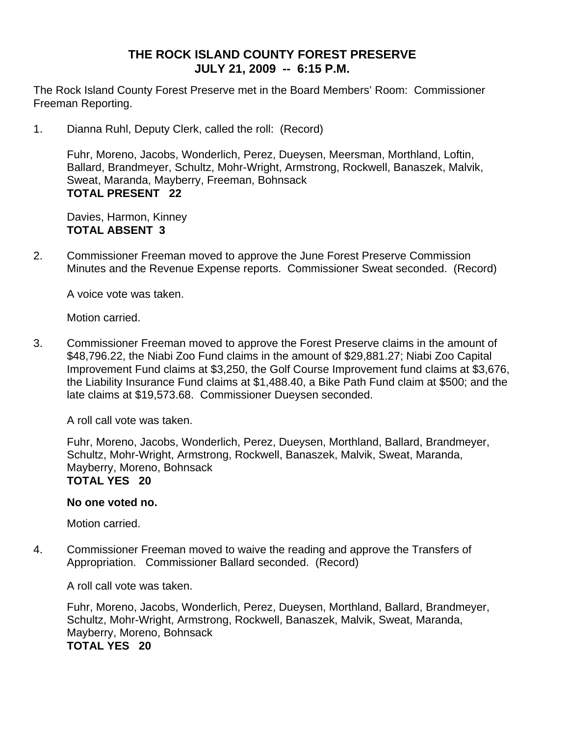# THE ROCK ISLAND COUNTY FOREST PRESERVE
## JULY 21, 2009 -- 6:15 P.M.

The Rock Island County Forest Preserve met in the Board Members' Room: Commissioner Freeman Reporting.

1. Dianna Ruhl, Deputy Clerk, called the roll: (Record)

   Fuhr, Moreno, Jacobs, Wonderlich, Perez, Dueysen, Meersman, Morthland, Loftin, Ballard, Brandmeyer, Schultz, Mohr-Wright, Armstrong, Rockwell, Banaszek, Malvik, Sweat, Maranda, Mayberry, Freeman, Bohnsack
   **TOTAL PRESENT 22**

   Davies, Harmon, Kinney
   **TOTAL ABSENT 3**

2. Commissioner Freeman moved to approve the June Forest Preserve Commission Minutes and the Revenue Expense reports. Commissioner Sweat seconded. (Record)

   A voice vote was taken.

   Motion carried.

3. Commissioner Freeman moved to approve the Forest Preserve claims in the amount of $48,796.22, the Niabi Zoo Fund claims in the amount of $29,881.27; Niabi Zoo Capital Improvement Fund claims at $3,250, the Golf Course Improvement fund claims at $3,676, the Liability Insurance Fund claims at $1,488.40, a Bike Path Fund claim at $500; and the late claims at $19,573.68. Commissioner Dueysen seconded.

   A roll call vote was taken.

   Fuhr, Moreno, Jacobs, Wonderlich, Perez, Dueysen, Morthland, Ballard, Brandmeyer, Schultz, Mohr-Wright, Armstrong, Rockwell, Banaszek, Malvik, Sweat, Maranda, Mayberry, Moreno, Bohnsack
   **TOTAL YES 20**

   **No one voted no.**

   Motion carried.

4. Commissioner Freeman moved to waive the reading and approve the Transfers of Appropriation. Commissioner Ballard seconded. (Record)

   A roll call vote was taken.

   Fuhr, Moreno, Jacobs, Wonderlich, Perez, Dueysen, Morthland, Ballard, Brandmeyer, Schultz, Mohr-Wright, Armstrong, Rockwell, Banaszek, Malvik, Sweat, Maranda, Mayberry, Moreno, Bohnsack
   **TOTAL YES 20**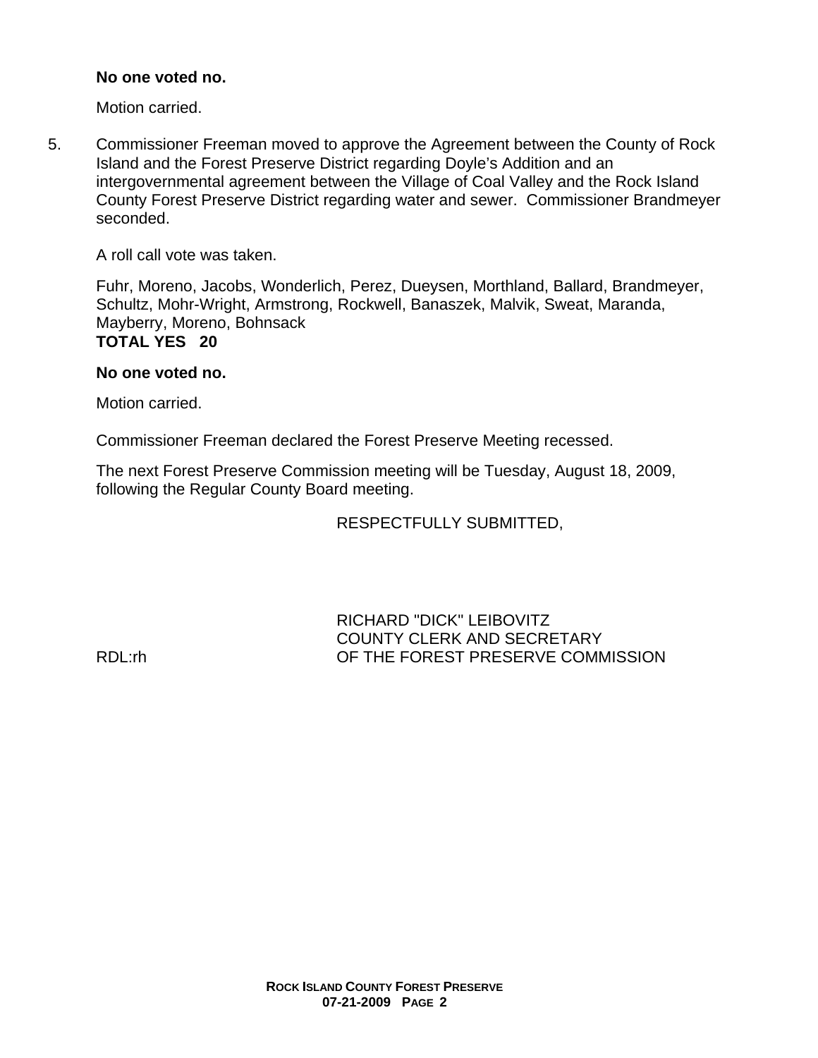**No one voted no.**

Motion carried.

5. Commissioner Freeman moved to approve the Agreement between the County of Rock Island and the Forest Preserve District regarding Doyle's Addition and an intergovernmental agreement between the Village of Coal Valley and the Rock Island County Forest Preserve District regarding water and sewer. Commissioner Brandmeyer seconded.

   A roll call vote was taken.

   Fuhr, Moreno, Jacobs, Wonderlich, Perez, Dueysen, Morthland, Ballard, Brandmeyer, Schultz, Mohr-Wright, Armstrong, Rockwell, Banaszek, Malvik, Sweat, Maranda, Mayberry, Moreno, Bohnsack
   **TOTAL YES 20**

   **No one voted no.**

   Motion carried.

   Commissioner Freeman declared the Forest Preserve Meeting recessed.

   The next Forest Preserve Commission meeting will be Tuesday, August 18, 2009, following the Regular County Board meeting.

RESPECTFULLY SUBMITTED,

RICHARD "DICK" LEIBOVITZ
COUNTY CLERK AND SECRETARY
OF THE FOREST PRESERVE COMMISSION

RDL:rh